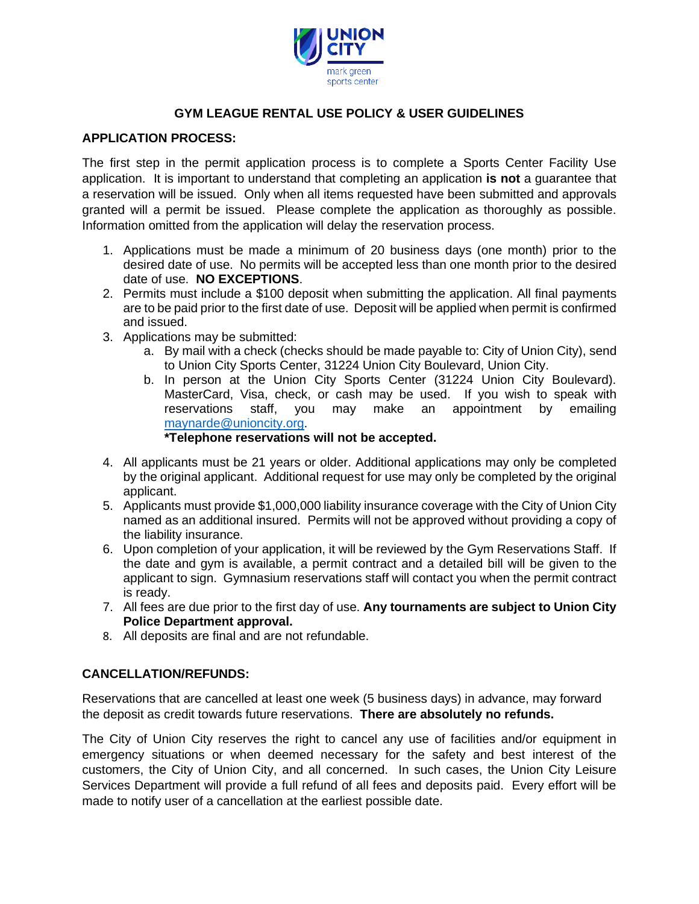UNION CITY
mark green sports center

# GYM LEAGUE RENTAL USE POLICY & USER GUIDELINES

## APPLICATION PROCESS:

The first step in the permit application process is to complete a Sports Center Facility Use application. It is important to understand that completing an application **is not** a guarantee that a reservation will be issued. Only when all items requested have been submitted and approvals granted will a permit be issued. Please complete the application as thoroughly as possible. Information omitted from the application will delay the reservation process.

1. Applications must be made a minimum of 20 business days (one month) prior to the desired date of use. No permits will be accepted less than one month prior to the desired date of use. **NO EXCEPTIONS**.
2. Permits must include a $100 deposit when submitting the application. All final payments are to be paid prior to the first date of use. Deposit will be applied when permit is confirmed and issued.
3. Applications may be submitted:
   a. By mail with a check (checks should be made payable to: City of Union City), send to Union City Sports Center, 31224 Union City Boulevard, Union City.
   b. In person at the Union City Sports Center (31224 Union City Boulevard). MasterCard, Visa, check, or cash may be used. If you wish to speak with reservations staff, you may make an appointment by emailing maynarde@unioncity.org.
   **\*Telephone reservations will not be accepted.**
4. All applicants must be 21 years or older. Additional applications may only be completed by the original applicant. Additional request for use may only be completed by the original applicant.
5. Applicants must provide $1,000,000 liability insurance coverage with the City of Union City named as an additional insured. Permits will not be approved without providing a copy of the liability insurance.
6. Upon completion of your application, it will be reviewed by the Gym Reservations Staff. If the date and gym is available, a permit contract and a detailed bill will be given to the applicant to sign. Gymnasium reservations staff will contact you when the permit contract is ready.
7. All fees are due prior to the first day of use. **Any tournaments are subject to Union City Police Department approval.**
8. All deposits are final and are not refundable.

## CANCELLATION/REFUNDS:

Reservations that are cancelled at least one week (5 business days) in advance, may forward the deposit as credit towards future reservations. **There are absolutely no refunds.**

The City of Union City reserves the right to cancel any use of facilities and/or equipment in emergency situations or when deemed necessary for the safety and best interest of the customers, the City of Union City, and all concerned. In such cases, the Union City Leisure Services Department will provide a full refund of all fees and deposits paid. Every effort will be made to notify user of a cancellation at the earliest possible date.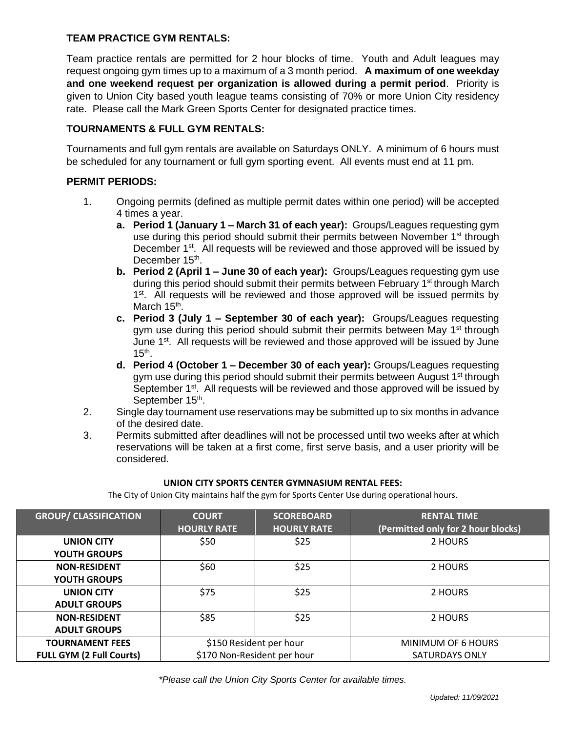### TEAM PRACTICE GYM RENTALS:

Team practice rentals are permitted for 2 hour blocks of time. Youth and Adult leagues may request ongoing gym times up to a maximum of a 3 month period. **A maximum of one weekday and one weekend request per organization is allowed during a permit period**. Priority is given to Union City based youth league teams consisting of 70% or more Union City residency rate. Please call the Mark Green Sports Center for designated practice times.

### TOURNAMENTS & FULL GYM RENTALS:

Tournaments and full gym rentals are available on Saturdays ONLY. A minimum of 6 hours must be scheduled for any tournament or full gym sporting event. All events must end at 11 pm.

### PERMIT PERIODS:

1. Ongoing permits (defined as multiple permit dates within one period) will be accepted 4 times a year.
   - **a. Period 1 (January 1 – March 31 of each year):** Groups/Leagues requesting gym use during this period should submit their permits between November 1st through December 1st. All requests will be reviewed and those approved will be issued by December 15th.
   - **b. Period 2 (April 1 – June 30 of each year):** Groups/Leagues requesting gym use during this period should submit their permits between February 1st through March 1st. All requests will be reviewed and those approved will be issued permits by March 15th.
   - **c. Period 3 (July 1 – September 30 of each year):** Groups/Leagues requesting gym use during this period should submit their permits between May 1st through June 1st. All requests will be reviewed and those approved will be issued by June 15th.
   - **d. Period 4 (October 1 – December 30 of each year):** Groups/Leagues requesting gym use during this period should submit their permits between August 1st through September 1st. All requests will be reviewed and those approved will be issued by September 15th.
2. Single day tournament use reservations may be submitted up to six months in advance of the desired date.
3. Permits submitted after deadlines will not be processed until two weeks after at which reservations will be taken at a first come, first serve basis, and a user priority will be considered.

**UNION CITY SPORTS CENTER GYMNASIUM RENTAL FEES:**

The City of Union City maintains half the gym for Sports Center Use during operational hours.

| GROUP/ CLASSIFICATION | COURT HOURLY RATE | SCOREBOARD HOURLY RATE | RENTAL TIME (Permitted only for 2 hour blocks) |
|---|---|---|---|
| UNION CITY YOUTH GROUPS | $50 | $25 | 2 HOURS |
| NON-RESIDENT YOUTH GROUPS | $60 | $25 | 2 HOURS |
| UNION CITY ADULT GROUPS | $75 | $25 | 2 HOURS |
| NON-RESIDENT ADULT GROUPS | $85 | $25 | 2 HOURS |
| TOURNAMENT FEES FULL GYM (2 Full Courts) | $150 Resident per hour<br>$170 Non-Resident per hour | | MINIMUM OF 6 HOURS<br>SATURDAYS ONLY |

*\*Please call the Union City Sports Center for available times.*

*Updated: 11/09/2021*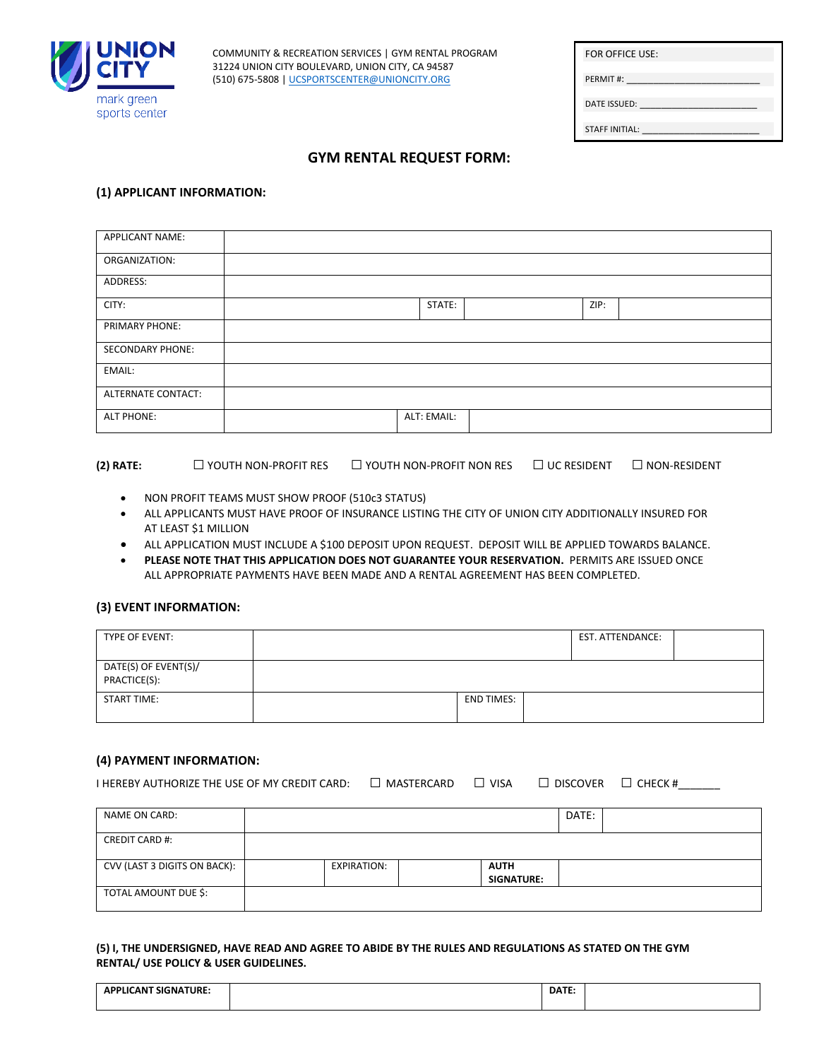UNION CITY
mark green sports center

COMMUNITY & RECREATION SERVICES | GYM RENTAL PROGRAM
31224 UNION CITY BOULEVARD, UNION CITY, CA 94587
(510) 675-5808 | UCSPORTSCENTER@UNIONCITY.ORG

| FOR OFFICE USE: |
|---|
| PERMIT #: ____________________________ |
| DATE ISSUED: __________________________ |
| STAFF INITIAL: _________________________ |

# GYM RENTAL REQUEST FORM:

## (1) APPLICANT INFORMATION:

| | | | | | |
|---|---|---|---|---|---|
| APPLICANT NAME: | | | | | |
| ORGANIZATION: | | | | | |
| ADDRESS: | | | | | |
| CITY: | | STATE: | | ZIP: | |
| PRIMARY PHONE: | | | | | |
| SECONDARY PHONE: | | | | | |
| EMAIL: | | | | | |
| ALTERNATE CONTACT: | | | | | |
| ALT PHONE: | | ALT: EMAIL: | | | |

**(2) RATE:** ☐ YOUTH NON-PROFIT RES ☐ YOUTH NON-PROFIT NON RES ☐ UC RESIDENT ☐ NON-RESIDENT

- NON PROFIT TEAMS MUST SHOW PROOF (510c3 STATUS)
- ALL APPLICANTS MUST HAVE PROOF OF INSURANCE LISTING THE CITY OF UNION CITY ADDITIONALLY INSURED FOR AT LEAST $1 MILLION
- ALL APPLICATION MUST INCLUDE A $100 DEPOSIT UPON REQUEST. DEPOSIT WILL BE APPLIED TOWARDS BALANCE.
- **PLEASE NOTE THAT THIS APPLICATION DOES NOT GUARANTEE YOUR RESERVATION.** PERMITS ARE ISSUED ONCE ALL APPROPRIATE PAYMENTS HAVE BEEN MADE AND A RENTAL AGREEMENT HAS BEEN COMPLETED.

## (3) EVENT INFORMATION:

| | | | |
|---|---|---|---|
| TYPE OF EVENT: | | EST. ATTENDANCE: | |
| DATE(S) OF EVENT(S)/ PRACTICE(S): | | | |
| START TIME: | | END TIMES: | |

## (4) PAYMENT INFORMATION:

I HEREBY AUTHORIZE THE USE OF MY CREDIT CARD: ☐ MASTERCARD ☐ VISA ☐ DISCOVER ☐ CHECK #_______

| | | | | | |
|---|---|---|---|---|---|
| NAME ON CARD: | | | | DATE: | |
| CREDIT CARD #: | | | | | |
| CVV (LAST 3 DIGITS ON BACK): | | EXPIRATION: | | **AUTH SIGNATURE:** | |
| TOTAL AMOUNT DUE $: | | | | | |

**(5) I, THE UNDERSIGNED, HAVE READ AND AGREE TO ABIDE BY THE RULES AND REGULATIONS AS STATED ON THE GYM RENTAL/ USE POLICY & USER GUIDELINES.**

| | | | |
|---|---|---|---|
| **APPLICANT SIGNATURE:** | | **DATE:** | |